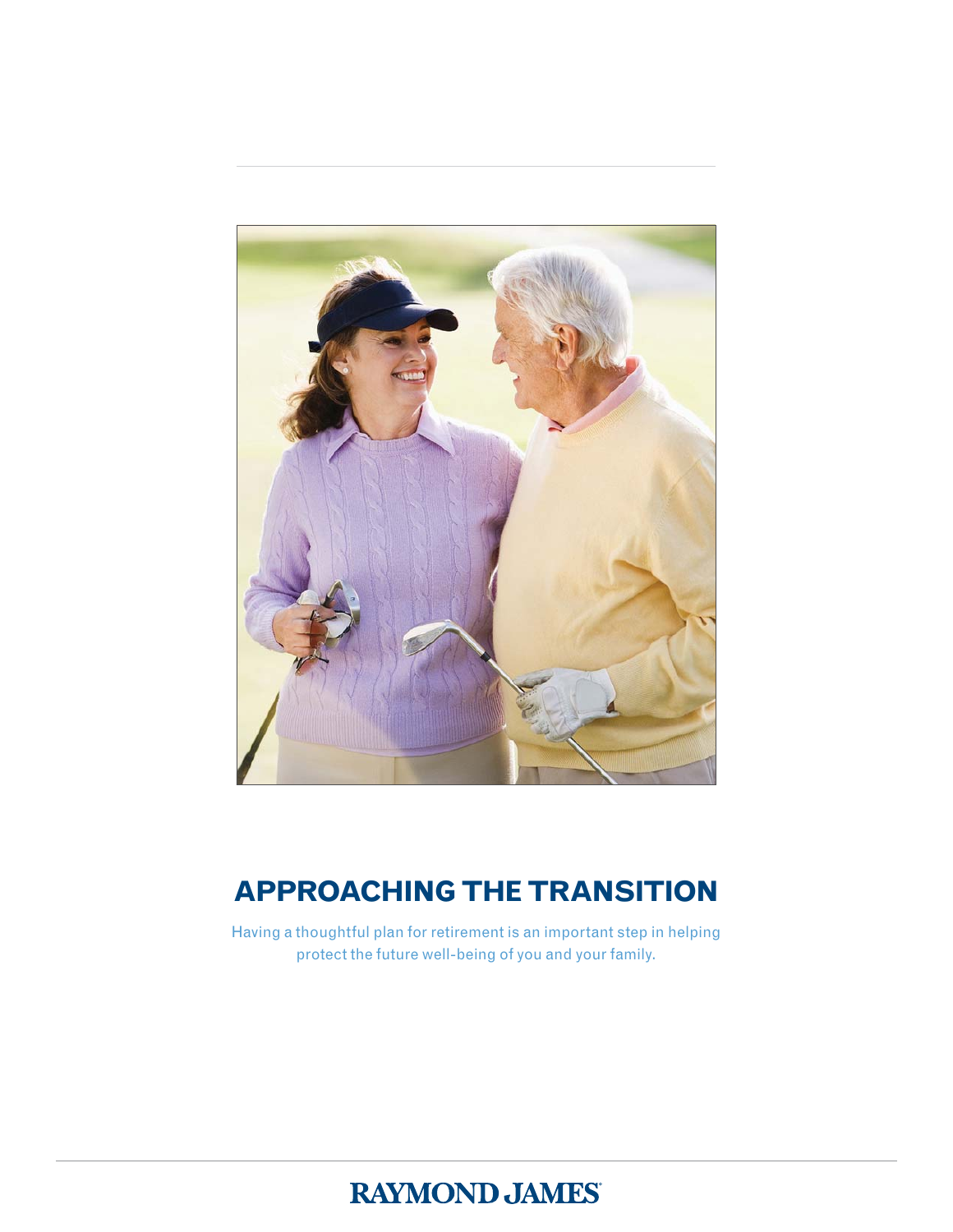# APPROACHING THE TRANSITION

Having a thoughtful plan for retirement is an important step in helping protect the future well-being of you and your family.

RAYMOND JAMES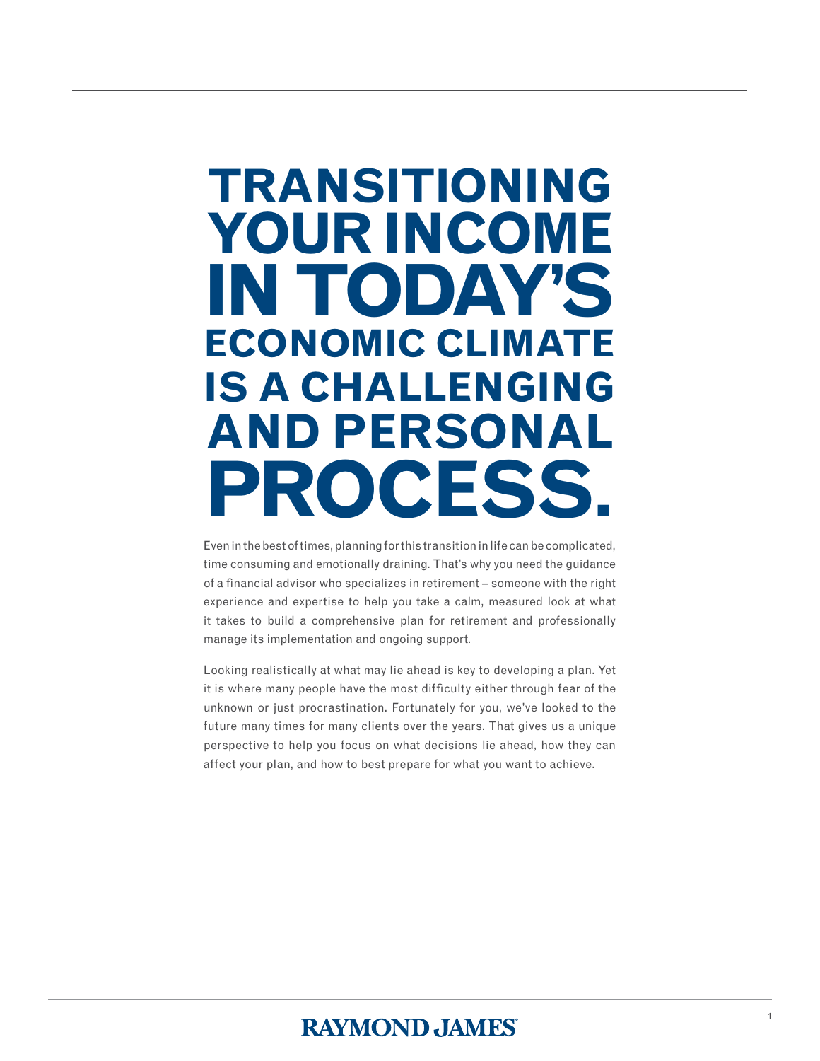# TRANSITIONING YOUR INCOME IN TODAY'S ECONOMIC CLIMATE IS A CHALLENGING AND PERSONAL PROCESS.

Even in the best of times, planning for this transition in life can be complicated, time consuming and emotionally draining. That's why you need the guidance of a financial advisor who specializes in retirement – someone with the right experience and expertise to help you take a calm, measured look at what it takes to build a comprehensive plan for retirement and professionally manage its implementation and ongoing support.

Looking realistically at what may lie ahead is key to developing a plan. Yet it is where many people have the most difficulty either through fear of the unknown or just procrastination. Fortunately for you, we've looked to the future many times for many clients over the years. That gives us a unique perspective to help you focus on what decisions lie ahead, how they can affect your plan, and how to best prepare for what you want to achieve.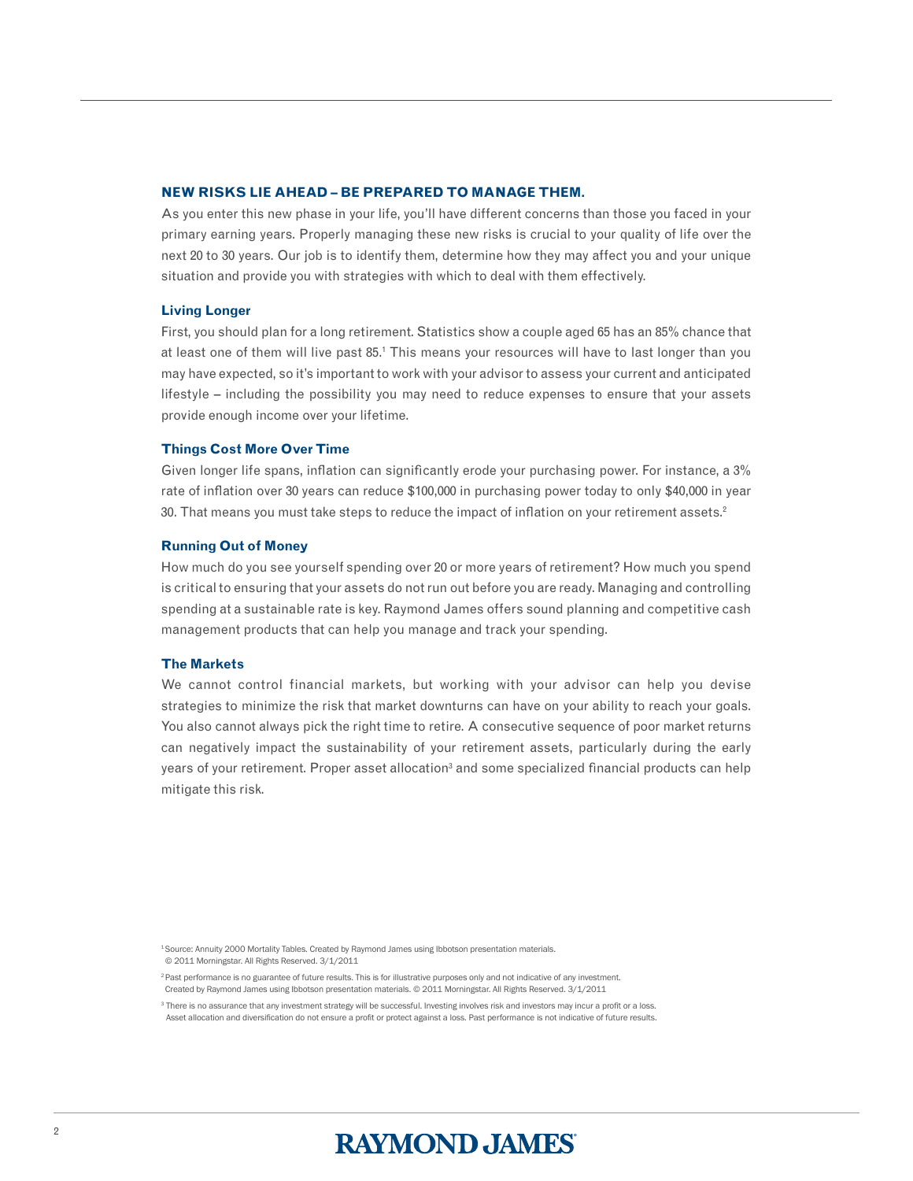## NEW RISKS LIE AHEAD – BE PREPARED TO MANAGE THEM.

As you enter this new phase in your life, you'll have different concerns than those you faced in your primary earning years. Properly managing these new risks is crucial to your quality of life over the next 20 to 30 years. Our job is to identify them, determine how they may affect you and your unique situation and provide you with strategies with which to deal with them effectively.

### Living Longer

First, you should plan for a long retirement. Statistics show a couple aged 65 has an 85% chance that at least one of them will live past 85.[1] This means your resources will have to last longer than you may have expected, so it's important to work with your advisor to assess your current and anticipated lifestyle – including the possibility you may need to reduce expenses to ensure that your assets provide enough income over your lifetime.

### Things Cost More Over Time

Given longer life spans, inflation can significantly erode your purchasing power. For instance, a 3% rate of inflation over 30 years can reduce $100,000 in purchasing power today to only $40,000 in year 30. That means you must take steps to reduce the impact of inflation on your retirement assets.[2]

### Running Out of Money

How much do you see yourself spending over 20 or more years of retirement? How much you spend is critical to ensuring that your assets do not run out before you are ready. Managing and controlling spending at a sustainable rate is key. Raymond James offers sound planning and competitive cash management products that can help you manage and track your spending.

### The Markets

We cannot control financial markets, but working with your advisor can help you devise strategies to minimize the risk that market downturns can have on your ability to reach your goals. You also cannot always pick the right time to retire. A consecutive sequence of poor market returns can negatively impact the sustainability of your retirement assets, particularly during the early years of your retirement. Proper asset allocation[3] and some specialized financial products can help mitigate this risk.

[1] Source: Annuity 2000 Mortality Tables. Created by Raymond James using Ibbotson presentation materials. © 2011 Morningstar. All Rights Reserved. 3/1/2011

[2] Past performance is no guarantee of future results. This is for illustrative purposes only and not indicative of any investment. Created by Raymond James using Ibbotson presentation materials. © 2011 Morningstar. All Rights Reserved. 3/1/2011

[3] There is no assurance that any investment strategy will be successful. Investing involves risk and investors may incur a profit or a loss. Asset allocation and diversification do not ensure a profit or protect against a loss. Past performance is not indicative of future results.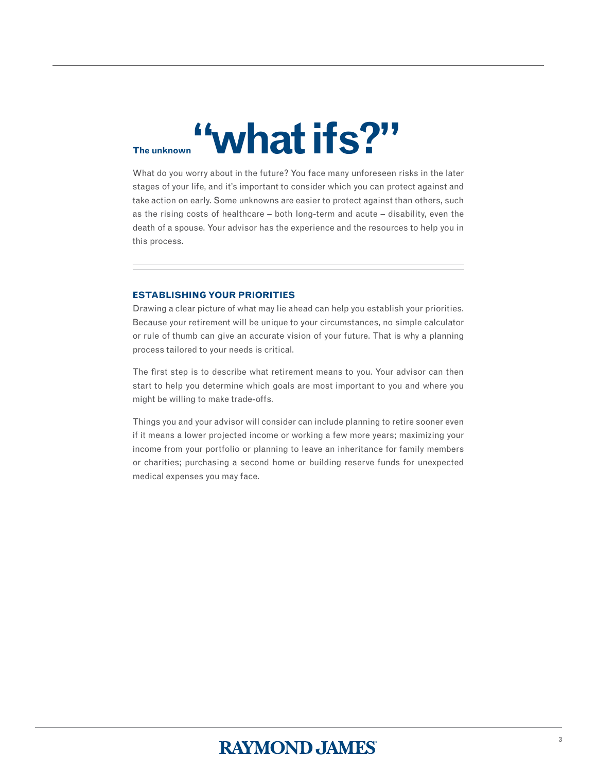# The unknown "what ifs?"

What do you worry about in the future? You face many unforeseen risks in the later stages of your life, and it's important to consider which you can protect against and take action on early. Some unknowns are easier to protect against than others, such as the rising costs of healthcare – both long-term and acute – disability, even the death of a spouse. Your advisor has the experience and the resources to help you in this process.

## ESTABLISHING YOUR PRIORITIES

Drawing a clear picture of what may lie ahead can help you establish your priorities. Because your retirement will be unique to your circumstances, no simple calculator or rule of thumb can give an accurate vision of your future. That is why a planning process tailored to your needs is critical.

The first step is to describe what retirement means to you. Your advisor can then start to help you determine which goals are most important to you and where you might be willing to make trade-offs.

Things you and your advisor will consider can include planning to retire sooner even if it means a lower projected income or working a few more years; maximizing your income from your portfolio or planning to leave an inheritance for family members or charities; purchasing a second home or building reserve funds for unexpected medical expenses you may face.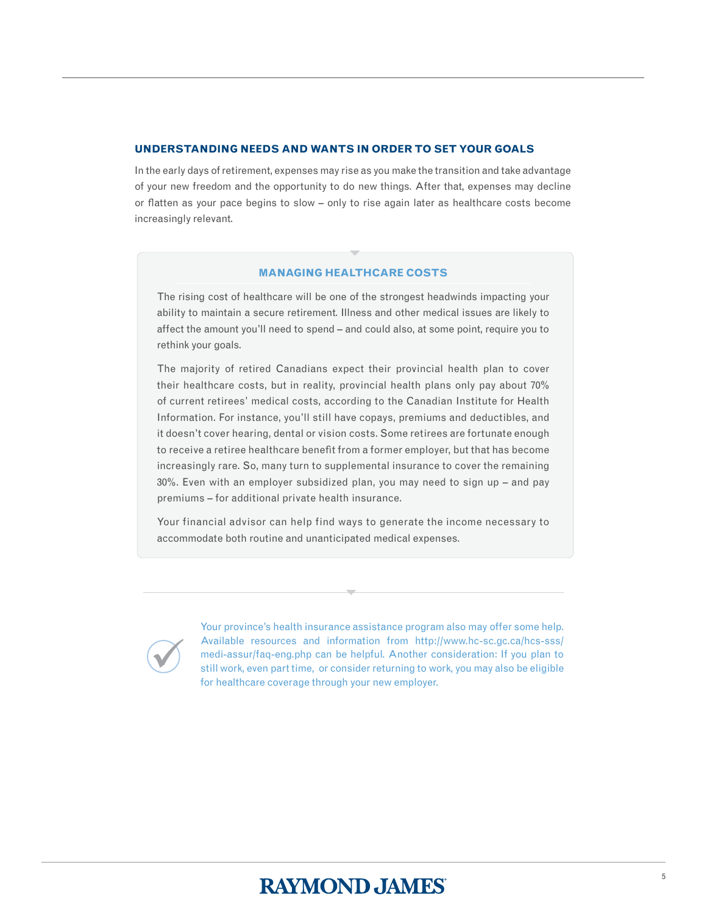## UNDERSTANDING NEEDS AND WANTS IN ORDER TO SET YOUR GOALS

In the early days of retirement, expenses may rise as you make the transition and take advantage of your new freedom and the opportunity to do new things. After that, expenses may decline or flatten as your pace begins to slow – only to rise again later as healthcare costs become increasingly relevant.

### MANAGING HEALTHCARE COSTS

The rising cost of healthcare will be one of the strongest headwinds impacting your ability to maintain a secure retirement. Illness and other medical issues are likely to affect the amount you'll need to spend – and could also, at some point, require you to rethink your goals.

The majority of retired Canadians expect their provincial health plan to cover their healthcare costs, but in reality, provincial health plans only pay about 70% of current retirees' medical costs, according to the Canadian Institute for Health Information. For instance, you'll still have copays, premiums and deductibles, and it doesn't cover hearing, dental or vision costs. Some retirees are fortunate enough to receive a retiree healthcare benefit from a former employer, but that has become increasingly rare. So, many turn to supplemental insurance to cover the remaining 30%. Even with an employer subsidized plan, you may need to sign up – and pay premiums – for additional private health insurance.

Your financial advisor can help find ways to generate the income necessary to accommodate both routine and unanticipated medical expenses.

Your province's health insurance assistance program also may offer some help. Available resources and information from http://www.hc-sc.gc.ca/hcs-sss/medi-assur/faq-eng.php can be helpful. Another consideration: If you plan to still work, even part time, or consider returning to work, you may also be eligible for healthcare coverage through your new employer.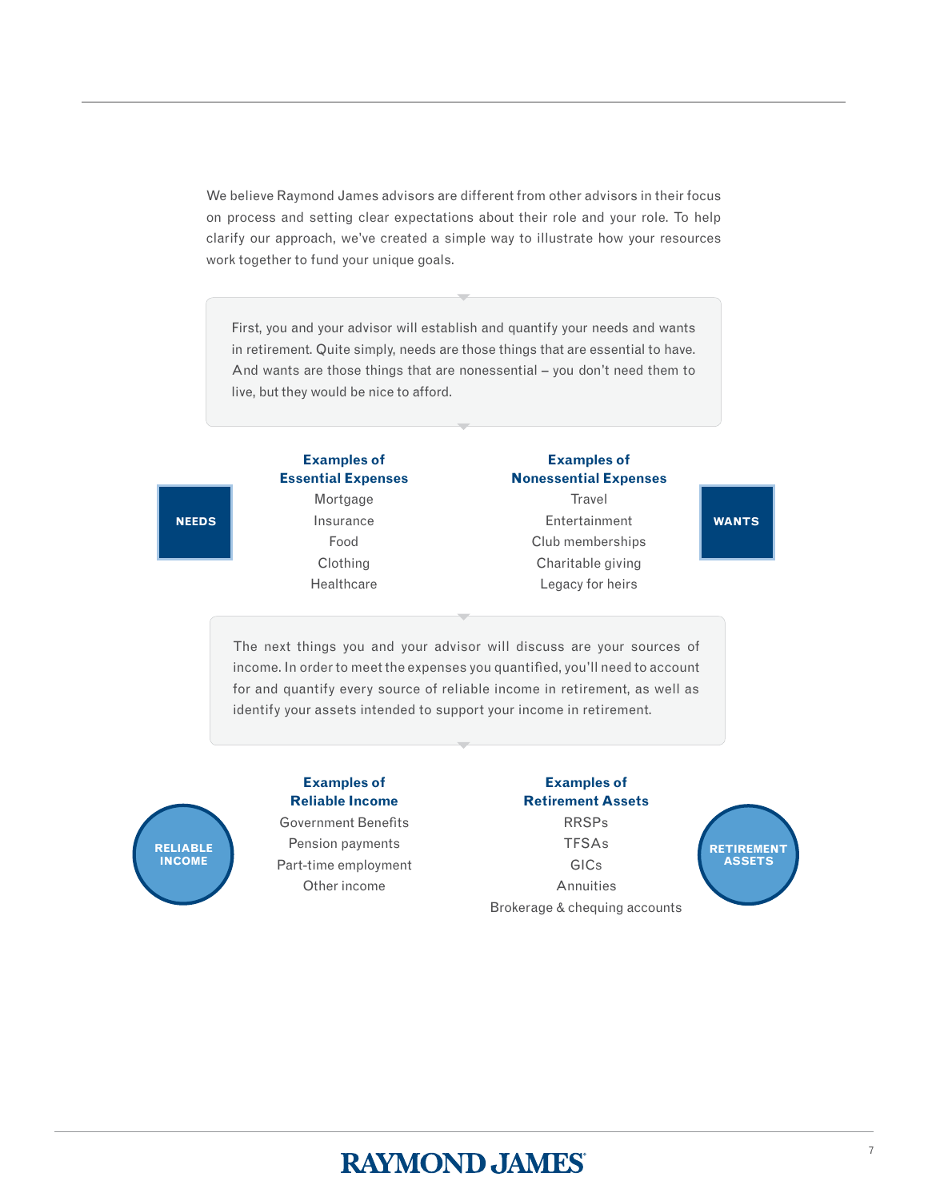We believe Raymond James advisors are different from other advisors in their focus on process and setting clear expectations about their role and your role. To help clarify our approach, we've created a simple way to illustrate how your resources work together to fund your unique goals.

First, you and your advisor will establish and quantify your needs and wants in retirement. Quite simply, needs are those things that are essential to have. And wants are those things that are nonessential – you don't need them to live, but they would be nice to afford.

**NEEDS**

**Examples of Essential Expenses**

- Mortgage
- Insurance
- Food
- Clothing
- Healthcare

**WANTS**

**Examples of Nonessential Expenses**

- Travel
- Entertainment
- Club memberships
- Charitable giving
- Legacy for heirs

The next things you and your advisor will discuss are your sources of income. In order to meet the expenses you quantified, you'll need to account for and quantify every source of reliable income in retirement, as well as identify your assets intended to support your income in retirement.

**RELIABLE INCOME**

**Examples of Reliable Income**

- Government Benefits
- Pension payments
- Part-time employment
- Other income

**RETIREMENT ASSETS**

**Examples of Retirement Assets**

- RRSPs
- TFSAs
- GICs
- Annuities
- Brokerage & chequing accounts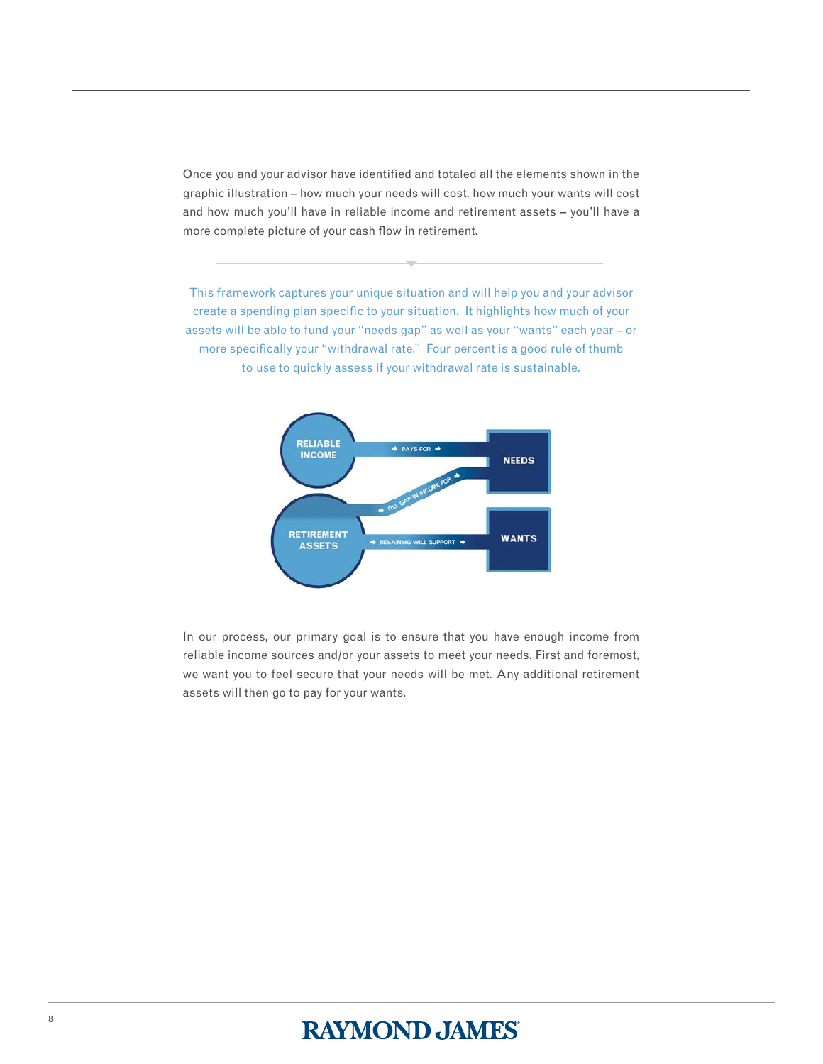Once you and your advisor have identified and totaled all the elements shown in the graphic illustration – how much your needs will cost, how much your wants will cost and how much you'll have in reliable income and retirement assets – you'll have a more complete picture of your cash flow in retirement.

This framework captures your unique situation and will help you and your advisor create a spending plan specific to your situation. It highlights how much of your assets will be able to fund your "needs gap" as well as your "wants" each year – or more specifically your "withdrawal rate." Four percent is a good rule of thumb to use to quickly assess if your withdrawal rate is sustainable.

RELIABLE INCOME → PAYS FOR → NEEDS

RETIREMENT ASSETS → FILL GAP IN INCOME FOR → NEEDS

RETIREMENT ASSETS → REMAINING WILL SUPPORT → WANTS

In our process, our primary goal is to ensure that you have enough income from reliable income sources and/or your assets to meet your needs. First and foremost, we want you to feel secure that your needs will be met. Any additional retirement assets will then go to pay for your wants.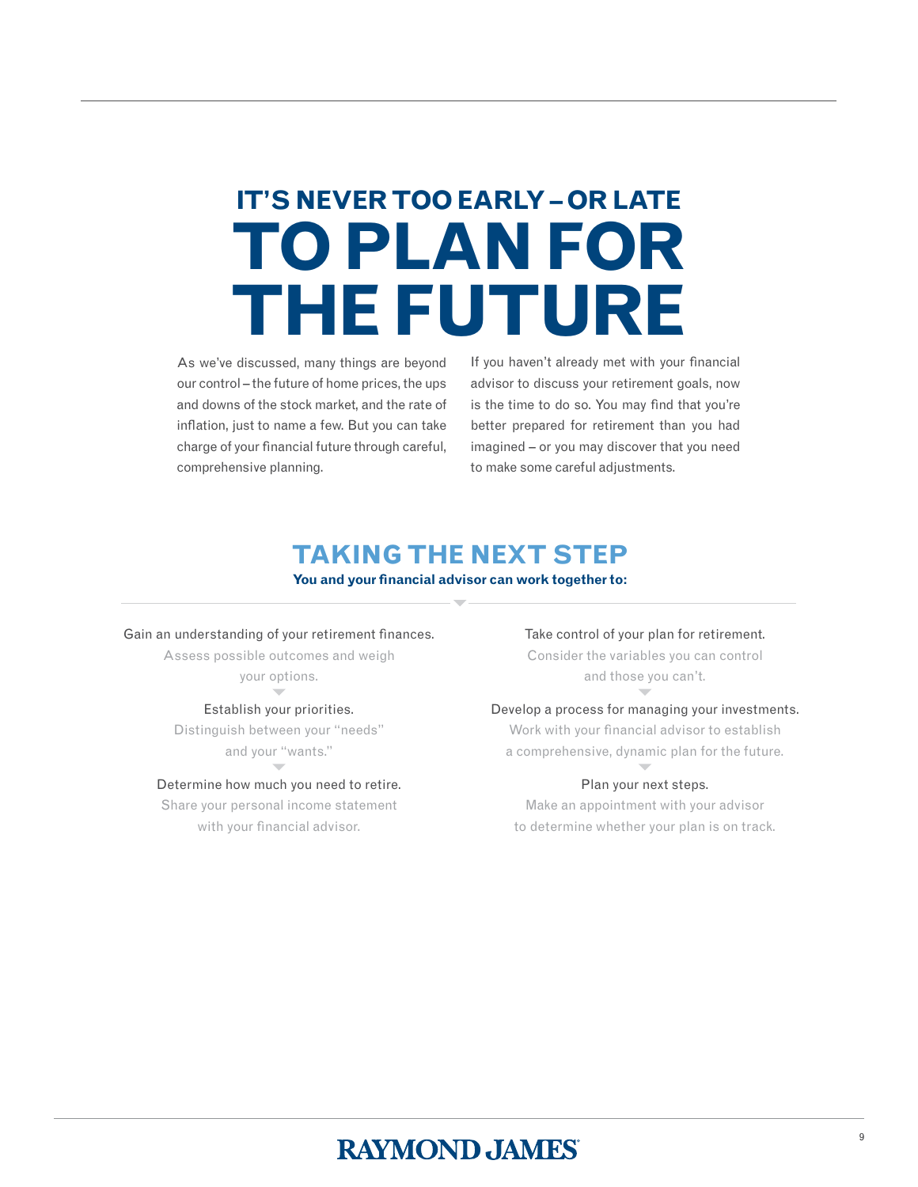# IT'S NEVER TOO EARLY – OR LATE TO PLAN FOR THE FUTURE

As we've discussed, many things are beyond our control – the future of home prices, the ups and downs of the stock market, and the rate of inflation, just to name a few. But you can take charge of your financial future through careful, comprehensive planning.

If you haven't already met with your financial advisor to discuss your retirement goals, now is the time to do so. You may find that you're better prepared for retirement than you had imagined – or you may discover that you need to make some careful adjustments.

## TAKING THE NEXT STEP

**You and your financial advisor can work together to:**

Gain an understanding of your retirement finances.
Assess possible outcomes and weigh your options.

Establish your priorities.
Distinguish between your "needs" and your "wants."

Determine how much you need to retire.
Share your personal income statement with your financial advisor.

Take control of your plan for retirement.
Consider the variables you can control and those you can't.

Develop a process for managing your investments.
Work with your financial advisor to establish a comprehensive, dynamic plan for the future.

Plan your next steps.
Make an appointment with your advisor to determine whether your plan is on track.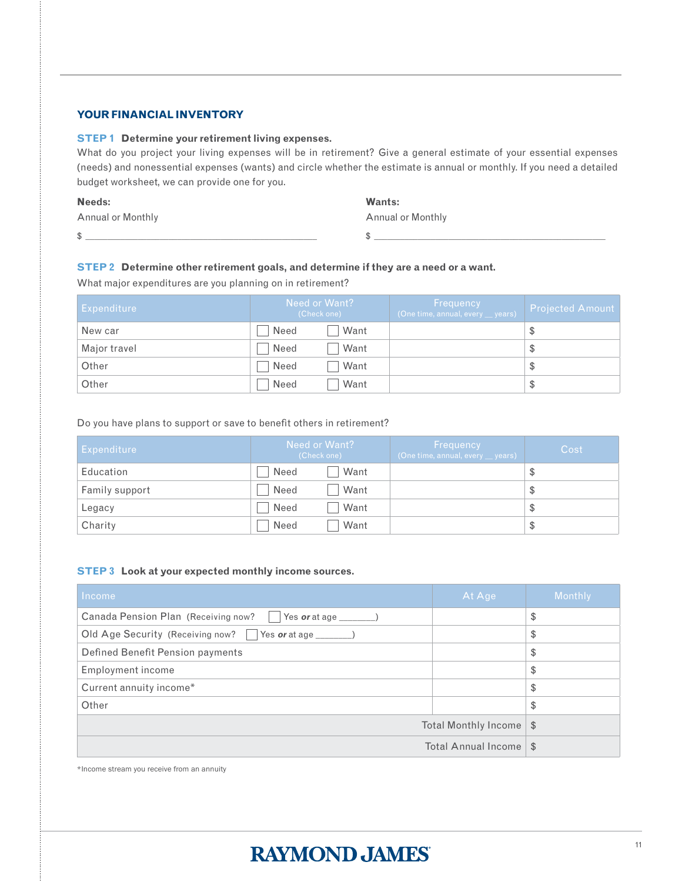## YOUR FINANCIAL INVENTORY

### STEP 1 Determine your retirement living expenses.

What do you project your living expenses will be in retirement? Give a general estimate of your essential expenses (needs) and nonessential expenses (wants) and circle whether the estimate is annual or monthly. If you need a detailed budget worksheet, we can provide one for you.

**Needs:**

Annual or Monthly

$ ____________________________________________

**Wants:**

Annual or Monthly

$ ____________________________________________

### STEP 2 Determine other retirement goals, and determine if they are a need or a want.

What major expenditures are you planning on in retirement?

| Expenditure | Need or Want? (Check one) | | Frequency (One time, annual, every __ years) | Projected Amount |
|---|---|---|---|---|
| New car | ☐ Need | ☐ Want | | $ |
| Major travel | ☐ Need | ☐ Want | | $ |
| Other | ☐ Need | ☐ Want | | $ |
| Other | ☐ Need | ☐ Want | | $ |

Do you have plans to support or save to benefit others in retirement?

| Expenditure | Need or Want? (Check one) | | Frequency (One time, annual, every __ years) | Cost |
|---|---|---|---|---|
| Education | ☐ Need | ☐ Want | | $ |
| Family support | ☐ Need | ☐ Want | | $ |
| Legacy | ☐ Need | ☐ Want | | $ |
| Charity | ☐ Need | ☐ Want | | $ |

### STEP 3 Look at your expected monthly income sources.

| Income | At Age | Monthly |
|---|---|---|
| Canada Pension Plan (Receiving now? ☐ Yes ***or*** at age _______) | | $ |
| Old Age Security (Receiving now? ☐ Yes ***or*** at age _______) | | $ |
| Defined Benefit Pension payments | | $ |
| Employment income | | $ |
| Current annuity income* | | $ |
| Other | | $ |
| | Total Monthly Income | $ |
| | Total Annual Income | $ |

*Income stream you receive from an annuity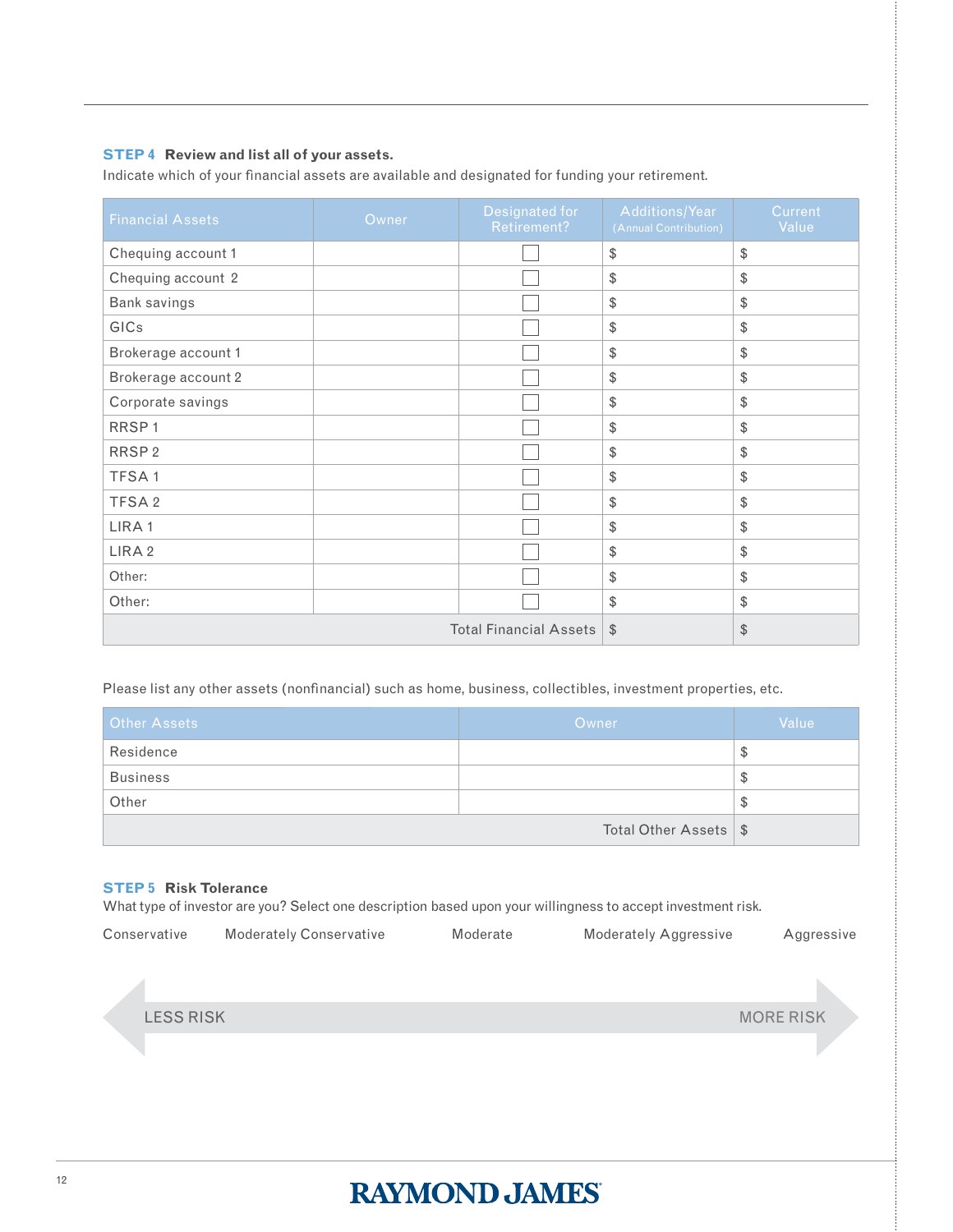**STEP 4 Review and list all of your assets.**

Indicate which of your financial assets are available and designated for funding your retirement.

| Financial Assets | Owner | Designated for Retirement? | Additions/Year (Annual Contribution) | Current Value |
|---|---|---|---|---|
| Chequing account 1 | | ☐ | $ | $ |
| Chequing account 2 | | ☐ | $ | $ |
| Bank savings | | ☐ | $ | $ |
| GICs | | ☐ | $ | $ |
| Brokerage account 1 | | ☐ | $ | $ |
| Brokerage account 2 | | ☐ | $ | $ |
| Corporate savings | | ☐ | $ | $ |
| RRSP 1 | | ☐ | $ | $ |
| RRSP 2 | | ☐ | $ | $ |
| TFSA 1 | | ☐ | $ | $ |
| TFSA 2 | | ☐ | $ | $ |
| LIRA 1 | | ☐ | $ | $ |
| LIRA 2 | | ☐ | $ | $ |
| Other: | | ☐ | $ | $ |
| Other: | | ☐ | $ | $ |
| | | Total Financial Assets | $ | $ |

Please list any other assets (nonfinancial) such as home, business, collectibles, investment properties, etc.

| Other Assets | Owner | Value |
|---|---|---|
| Residence | | $ |
| Business | | $ |
| Other | | $ |
| | Total Other Assets | $ |

**STEP 5 Risk Tolerance**

What type of investor are you? Select one description based upon your willingness to accept investment risk.

Conservative | Moderately Conservative | Moderate | Moderately Aggressive | Aggressive

LESS RISK ← → MORE RISK

RAYMOND JAMES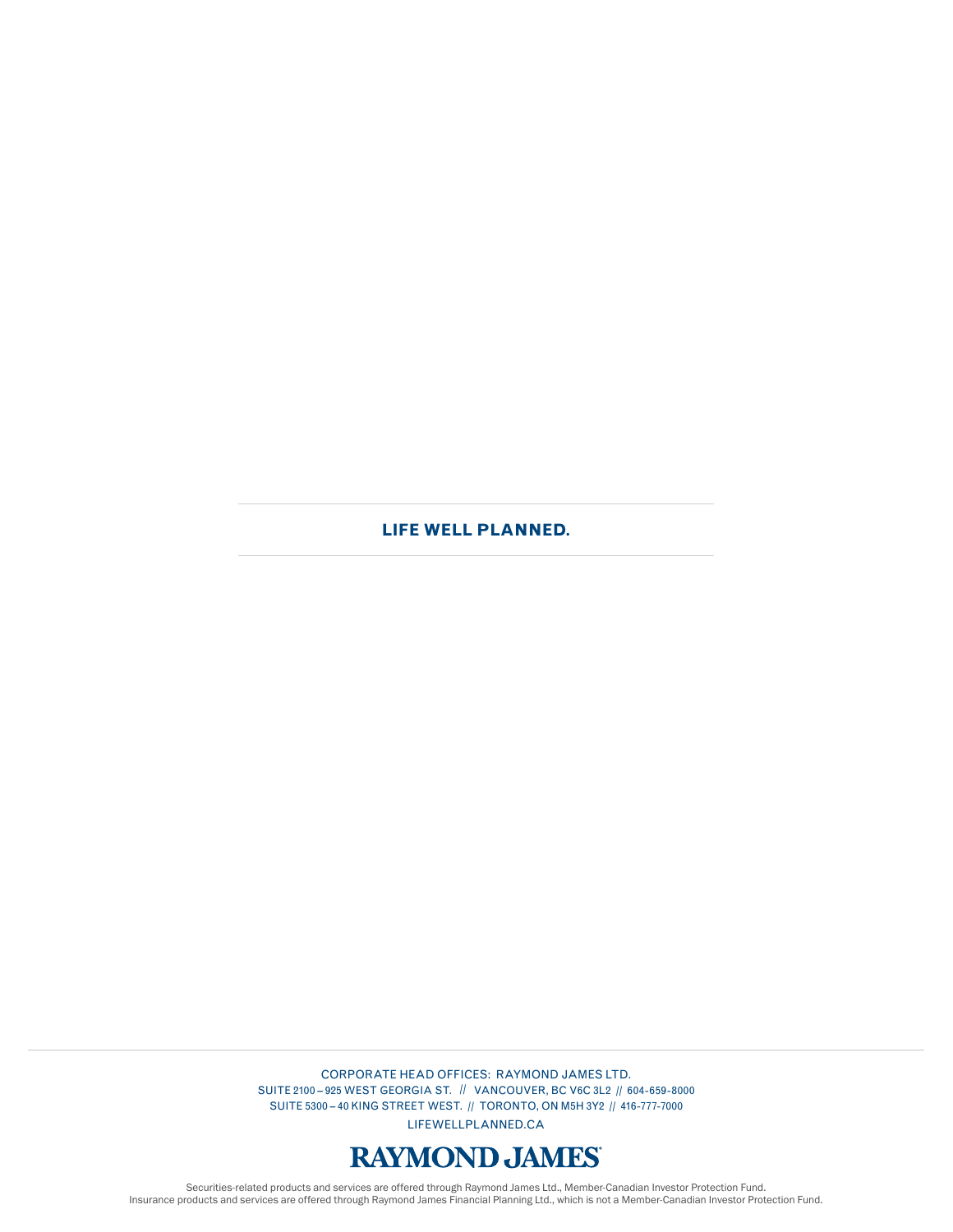**LIFE WELL PLANNED.**

CORPORATE HEAD OFFICES: RAYMOND JAMES LTD.

SUITE 2100 – 925 WEST GEORGIA ST. // VANCOUVER, BC V6C 3L2 // 604-659-8000

SUITE 5300 – 40 KING STREET WEST. // TORONTO, ON M5H 3Y2 // 416-777-7000

LIFEWELLPLANNED.CA

**RAYMOND JAMES®**

Securities-related products and services are offered through Raymond James Ltd., Member-Canadian Investor Protection Fund.
Insurance products and services are offered through Raymond James Financial Planning Ltd., which is not a Member-Canadian Investor Protection Fund.